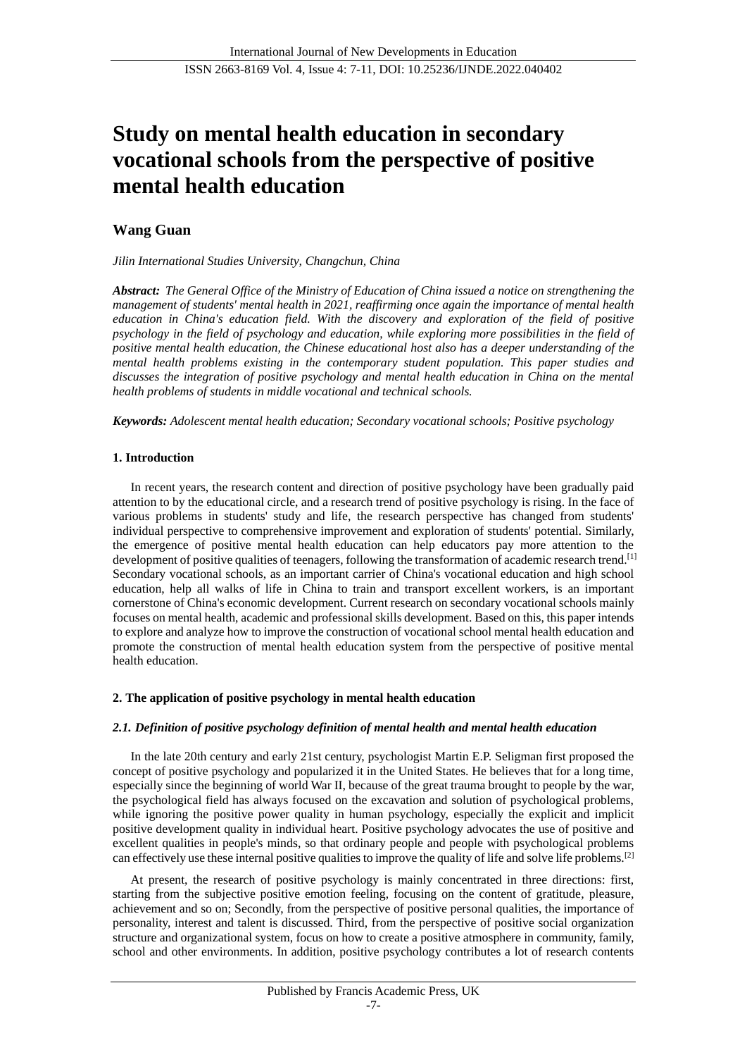# Study on mental health education in secondary vocational schools from the perspective of positive mental health education

**Wang Guan**

*Jilin International Studies University, Changchun, China*

***Abstract:*** *The General Office of the Ministry of Education of China issued a notice on strengthening the management of students' mental health in 2021, reaffirming once again the importance of mental health education in China's education field. With the discovery and exploration of the field of positive psychology in the field of psychology and education, while exploring more possibilities in the field of positive mental health education, the Chinese educational host also has a deeper understanding of the mental health problems existing in the contemporary student population. This paper studies and discusses the integration of positive psychology and mental health education in China on the mental health problems of students in middle vocational and technical schools.*

***Keywords:*** *Adolescent mental health education; Secondary vocational schools; Positive psychology*

## 1. Introduction

In recent years, the research content and direction of positive psychology have been gradually paid attention to by the educational circle, and a research trend of positive psychology is rising. In the face of various problems in students' study and life, the research perspective has changed from students' individual perspective to comprehensive improvement and exploration of students' potential. Similarly, the emergence of positive mental health education can help educators pay more attention to the development of positive qualities of teenagers, following the transformation of academic research trend.[1] Secondary vocational schools, as an important carrier of China's vocational education and high school education, help all walks of life in China to train and transport excellent workers, is an important cornerstone of China's economic development. Current research on secondary vocational schools mainly focuses on mental health, academic and professional skills development. Based on this, this paper intends to explore and analyze how to improve the construction of vocational school mental health education and promote the construction of mental health education system from the perspective of positive mental health education.

## 2. The application of positive psychology in mental health education

### *2.1. Definition of positive psychology definition of mental health and mental health education*

In the late 20th century and early 21st century, psychologist Martin E.P. Seligman first proposed the concept of positive psychology and popularized it in the United States. He believes that for a long time, especially since the beginning of world War II, because of the great trauma brought to people by the war, the psychological field has always focused on the excavation and solution of psychological problems, while ignoring the positive power quality in human psychology, especially the explicit and implicit positive development quality in individual heart. Positive psychology advocates the use of positive and excellent qualities in people's minds, so that ordinary people and people with psychological problems can effectively use these internal positive qualities to improve the quality of life and solve life problems.[2]

At present, the research of positive psychology is mainly concentrated in three directions: first, starting from the subjective positive emotion feeling, focusing on the content of gratitude, pleasure, achievement and so on; Secondly, from the perspective of positive personal qualities, the importance of personality, interest and talent is discussed. Third, from the perspective of positive social organization structure and organizational system, focus on how to create a positive atmosphere in community, family, school and other environments. In addition, positive psychology contributes a lot of research contents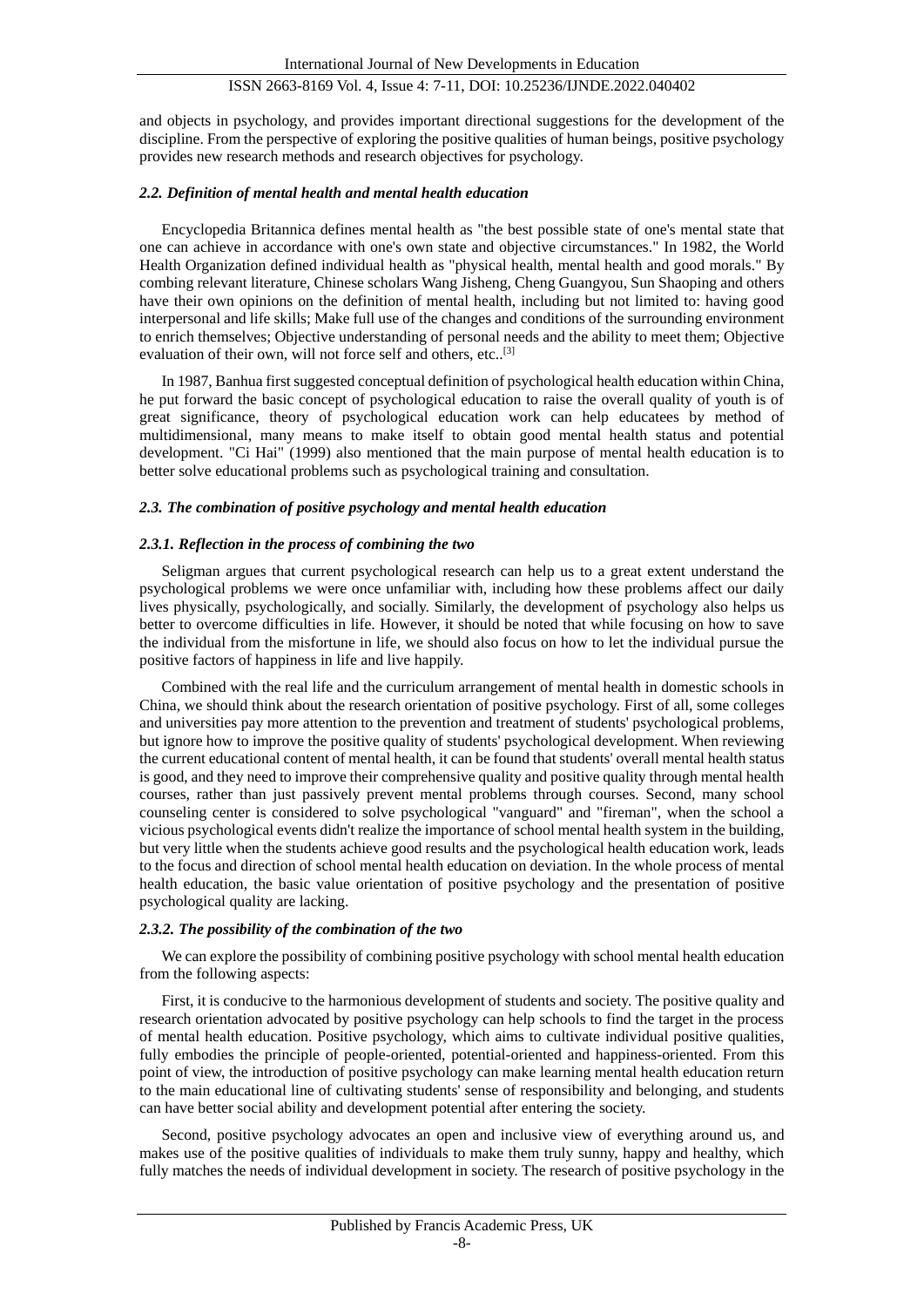and objects in psychology, and provides important directional suggestions for the development of the discipline. From the perspective of exploring the positive qualities of human beings, positive psychology provides new research methods and research objectives for psychology.

### *2.2. Definition of mental health and mental health education*

Encyclopedia Britannica defines mental health as "the best possible state of one's mental state that one can achieve in accordance with one's own state and objective circumstances." In 1982, the World Health Organization defined individual health as "physical health, mental health and good morals." By combing relevant literature, Chinese scholars Wang Jisheng, Cheng Guangyou, Sun Shaoping and others have their own opinions on the definition of mental health, including but not limited to: having good interpersonal and life skills; Make full use of the changes and conditions of the surrounding environment to enrich themselves; Objective understanding of personal needs and the ability to meet them; Objective evaluation of their own, will not force self and others, etc..[3]

In 1987, Banhua first suggested conceptual definition of psychological health education within China, he put forward the basic concept of psychological education to raise the overall quality of youth is of great significance, theory of psychological education work can help educatees by method of multidimensional, many means to make itself to obtain good mental health status and potential development. "Ci Hai" (1999) also mentioned that the main purpose of mental health education is to better solve educational problems such as psychological training and consultation.

### *2.3. The combination of positive psychology and mental health education*

#### *2.3.1. Reflection in the process of combining the two*

Seligman argues that current psychological research can help us to a great extent understand the psychological problems we were once unfamiliar with, including how these problems affect our daily lives physically, psychologically, and socially. Similarly, the development of psychology also helps us better to overcome difficulties in life. However, it should be noted that while focusing on how to save the individual from the misfortune in life, we should also focus on how to let the individual pursue the positive factors of happiness in life and live happily.

Combined with the real life and the curriculum arrangement of mental health in domestic schools in China, we should think about the research orientation of positive psychology. First of all, some colleges and universities pay more attention to the prevention and treatment of students' psychological problems, but ignore how to improve the positive quality of students' psychological development. When reviewing the current educational content of mental health, it can be found that students' overall mental health status is good, and they need to improve their comprehensive quality and positive quality through mental health courses, rather than just passively prevent mental problems through courses. Second, many school counseling center is considered to solve psychological "vanguard" and "fireman", when the school a vicious psychological events didn't realize the importance of school mental health system in the building, but very little when the students achieve good results and the psychological health education work, leads to the focus and direction of school mental health education on deviation. In the whole process of mental health education, the basic value orientation of positive psychology and the presentation of positive psychological quality are lacking.

#### *2.3.2. The possibility of the combination of the two*

We can explore the possibility of combining positive psychology with school mental health education from the following aspects:

First, it is conducive to the harmonious development of students and society. The positive quality and research orientation advocated by positive psychology can help schools to find the target in the process of mental health education. Positive psychology, which aims to cultivate individual positive qualities, fully embodies the principle of people-oriented, potential-oriented and happiness-oriented. From this point of view, the introduction of positive psychology can make learning mental health education return to the main educational line of cultivating students' sense of responsibility and belonging, and students can have better social ability and development potential after entering the society.

Second, positive psychology advocates an open and inclusive view of everything around us, and makes use of the positive qualities of individuals to make them truly sunny, happy and healthy, which fully matches the needs of individual development in society. The research of positive psychology in the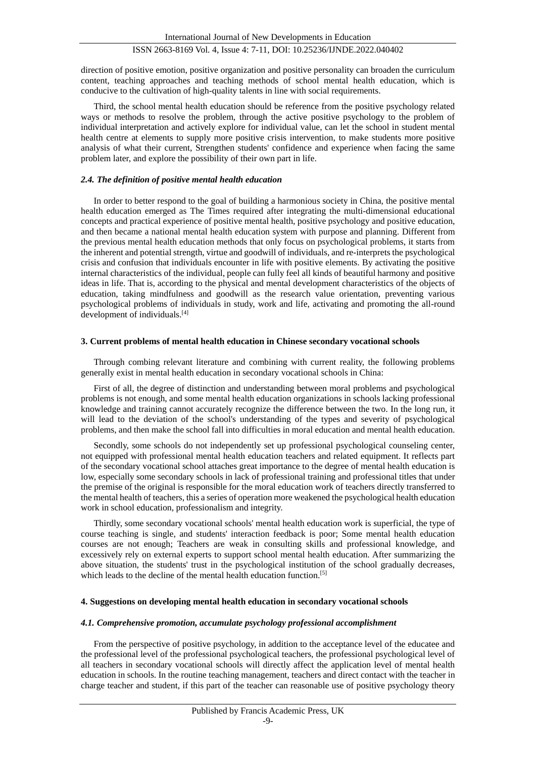direction of positive emotion, positive organization and positive personality can broaden the curriculum content, teaching approaches and teaching methods of school mental health education, which is conducive to the cultivation of high-quality talents in line with social requirements.

Third, the school mental health education should be reference from the positive psychology related ways or methods to resolve the problem, through the active positive psychology to the problem of individual interpretation and actively explore for individual value, can let the school in student mental health centre at elements to supply more positive crisis intervention, to make students more positive analysis of what their current, Strengthen students' confidence and experience when facing the same problem later, and explore the possibility of their own part in life.

### *2.4. The definition of positive mental health education*

In order to better respond to the goal of building a harmonious society in China, the positive mental health education emerged as The Times required after integrating the multi-dimensional educational concepts and practical experience of positive mental health, positive psychology and positive education, and then became a national mental health education system with purpose and planning. Different from the previous mental health education methods that only focus on psychological problems, it starts from the inherent and potential strength, virtue and goodwill of individuals, and re-interprets the psychological crisis and confusion that individuals encounter in life with positive elements. By activating the positive internal characteristics of the individual, people can fully feel all kinds of beautiful harmony and positive ideas in life. That is, according to the physical and mental development characteristics of the objects of education, taking mindfulness and goodwill as the research value orientation, preventing various psychological problems of individuals in study, work and life, activating and promoting the all-round development of individuals.[4]

## 3. Current problems of mental health education in Chinese secondary vocational schools

Through combing relevant literature and combining with current reality, the following problems generally exist in mental health education in secondary vocational schools in China:

First of all, the degree of distinction and understanding between moral problems and psychological problems is not enough, and some mental health education organizations in schools lacking professional knowledge and training cannot accurately recognize the difference between the two. In the long run, it will lead to the deviation of the school's understanding of the types and severity of psychological problems, and then make the school fall into difficulties in moral education and mental health education.

Secondly, some schools do not independently set up professional psychological counseling center, not equipped with professional mental health education teachers and related equipment. It reflects part of the secondary vocational school attaches great importance to the degree of mental health education is low, especially some secondary schools in lack of professional training and professional titles that under the premise of the original is responsible for the moral education work of teachers directly transferred to the mental health of teachers, this a series of operation more weakened the psychological health education work in school education, professionalism and integrity.

Thirdly, some secondary vocational schools' mental health education work is superficial, the type of course teaching is single, and students' interaction feedback is poor; Some mental health education courses are not enough; Teachers are weak in consulting skills and professional knowledge, and excessively rely on external experts to support school mental health education. After summarizing the above situation, the students' trust in the psychological institution of the school gradually decreases, which leads to the decline of the mental health education function.[5]

## 4. Suggestions on developing mental health education in secondary vocational schools

### *4.1. Comprehensive promotion, accumulate psychology professional accomplishment*

From the perspective of positive psychology, in addition to the acceptance level of the educatee and the professional level of the professional psychological teachers, the professional psychological level of all teachers in secondary vocational schools will directly affect the application level of mental health education in schools. In the routine teaching management, teachers and direct contact with the teacher in charge teacher and student, if this part of the teacher can reasonable use of positive psychology theory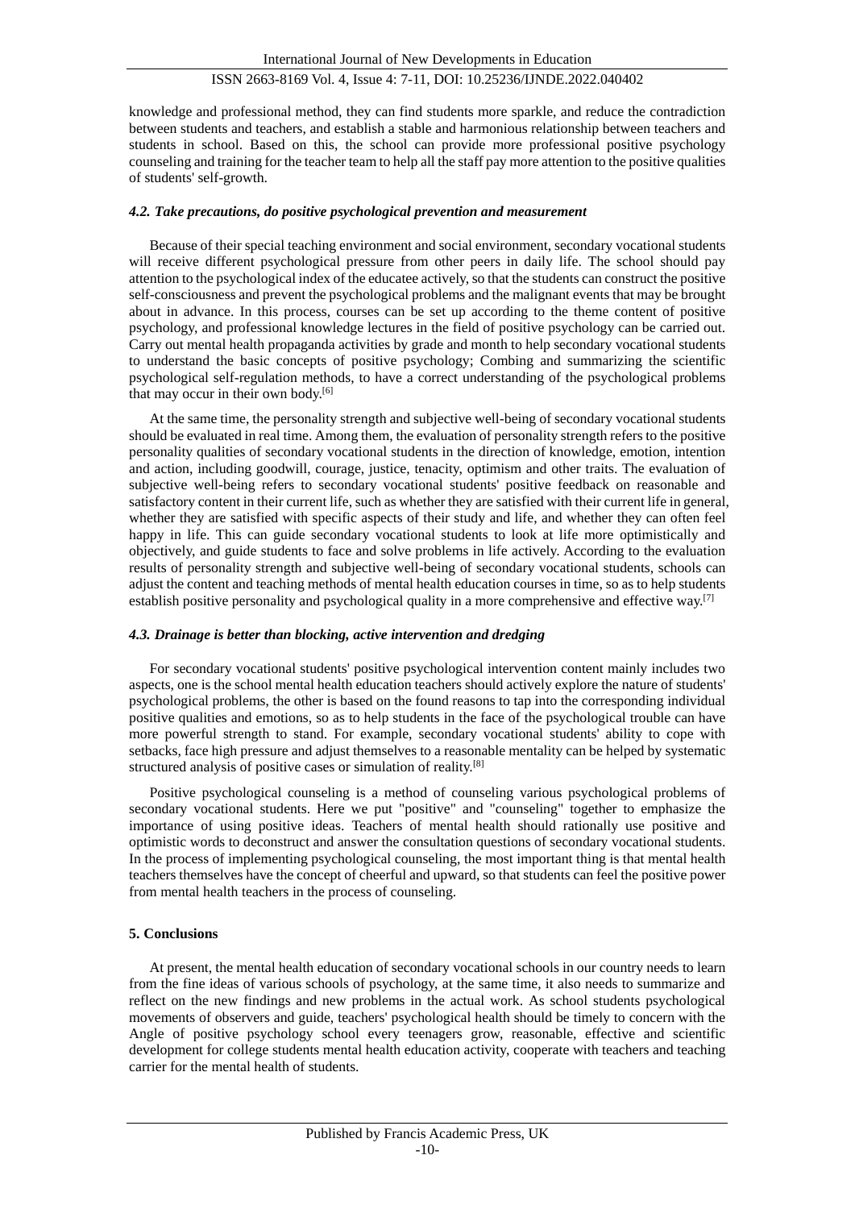knowledge and professional method, they can find students more sparkle, and reduce the contradiction between students and teachers, and establish a stable and harmonious relationship between teachers and students in school. Based on this, the school can provide more professional positive psychology counseling and training for the teacher team to help all the staff pay more attention to the positive qualities of students' self-growth.

### *4.2. Take precautions, do positive psychological prevention and measurement*

Because of their special teaching environment and social environment, secondary vocational students will receive different psychological pressure from other peers in daily life. The school should pay attention to the psychological index of the educatee actively, so that the students can construct the positive self-consciousness and prevent the psychological problems and the malignant events that may be brought about in advance. In this process, courses can be set up according to the theme content of positive psychology, and professional knowledge lectures in the field of positive psychology can be carried out. Carry out mental health propaganda activities by grade and month to help secondary vocational students to understand the basic concepts of positive psychology; Combing and summarizing the scientific psychological self-regulation methods, to have a correct understanding of the psychological problems that may occur in their own body.[6]

At the same time, the personality strength and subjective well-being of secondary vocational students should be evaluated in real time. Among them, the evaluation of personality strength refers to the positive personality qualities of secondary vocational students in the direction of knowledge, emotion, intention and action, including goodwill, courage, justice, tenacity, optimism and other traits. The evaluation of subjective well-being refers to secondary vocational students' positive feedback on reasonable and satisfactory content in their current life, such as whether they are satisfied with their current life in general, whether they are satisfied with specific aspects of their study and life, and whether they can often feel happy in life. This can guide secondary vocational students to look at life more optimistically and objectively, and guide students to face and solve problems in life actively. According to the evaluation results of personality strength and subjective well-being of secondary vocational students, schools can adjust the content and teaching methods of mental health education courses in time, so as to help students establish positive personality and psychological quality in a more comprehensive and effective way.[7]

### *4.3. Drainage is better than blocking, active intervention and dredging*

For secondary vocational students' positive psychological intervention content mainly includes two aspects, one is the school mental health education teachers should actively explore the nature of students' psychological problems, the other is based on the found reasons to tap into the corresponding individual positive qualities and emotions, so as to help students in the face of the psychological trouble can have more powerful strength to stand. For example, secondary vocational students' ability to cope with setbacks, face high pressure and adjust themselves to a reasonable mentality can be helped by systematic structured analysis of positive cases or simulation of reality.[8]

Positive psychological counseling is a method of counseling various psychological problems of secondary vocational students. Here we put "positive" and "counseling" together to emphasize the importance of using positive ideas. Teachers of mental health should rationally use positive and optimistic words to deconstruct and answer the consultation questions of secondary vocational students. In the process of implementing psychological counseling, the most important thing is that mental health teachers themselves have the concept of cheerful and upward, so that students can feel the positive power from mental health teachers in the process of counseling.

## 5. Conclusions

At present, the mental health education of secondary vocational schools in our country needs to learn from the fine ideas of various schools of psychology, at the same time, it also needs to summarize and reflect on the new findings and new problems in the actual work. As school students psychological movements of observers and guide, teachers' psychological health should be timely to concern with the Angle of positive psychology school every teenagers grow, reasonable, effective and scientific development for college students mental health education activity, cooperate with teachers and teaching carrier for the mental health of students.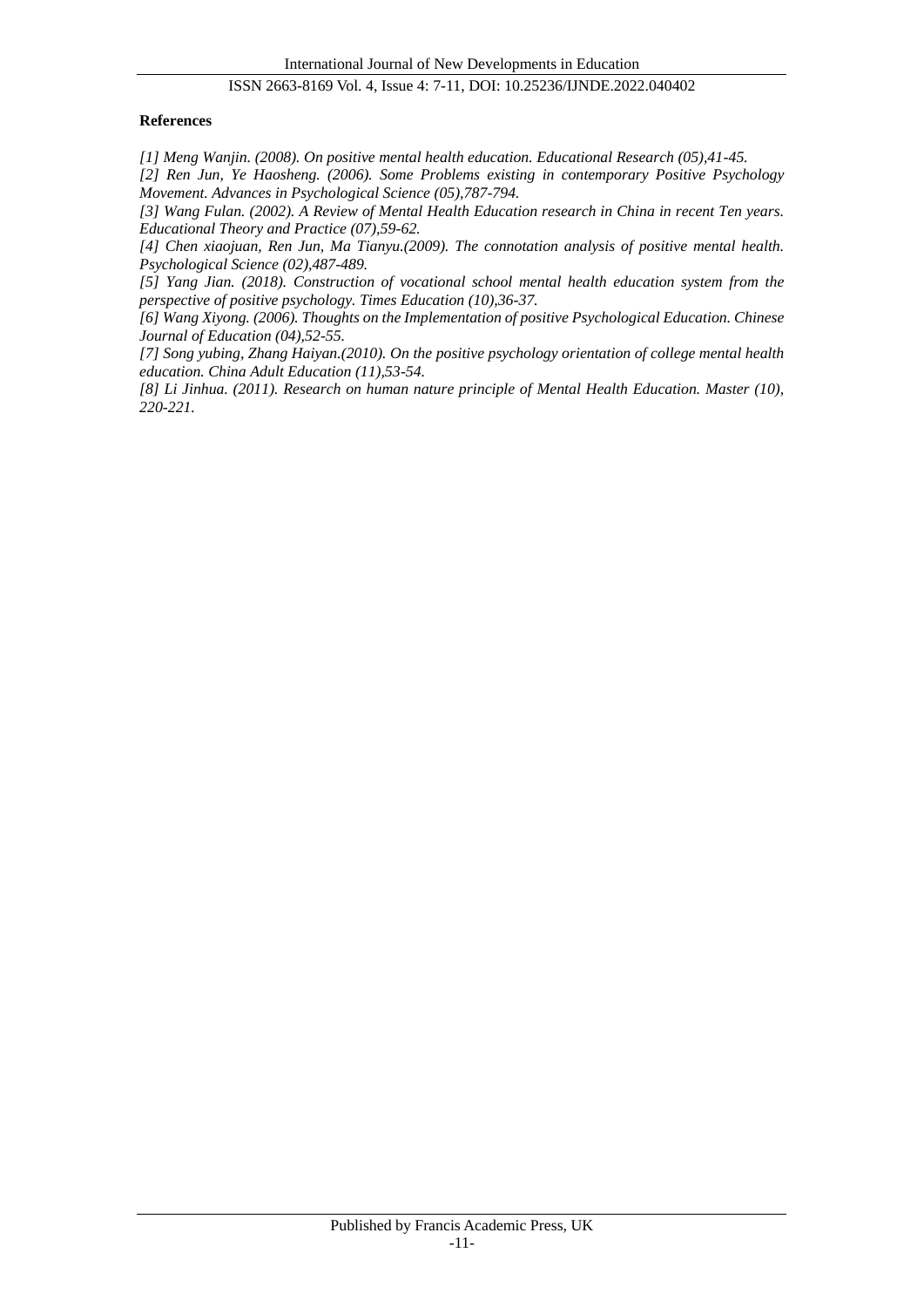**References**

*[1] Meng Wanjin. (2008). On positive mental health education. Educational Research (05),41-45.*

*[2] Ren Jun, Ye Haosheng. (2006). Some Problems existing in contemporary Positive Psychology Movement. Advances in Psychological Science (05),787-794.*

*[3] Wang Fulan. (2002). A Review of Mental Health Education research in China in recent Ten years. Educational Theory and Practice (07),59-62.*

*[4] Chen xiaojuan, Ren Jun, Ma Tianyu.(2009). The connotation analysis of positive mental health. Psychological Science (02),487-489.*

*[5] Yang Jian. (2018). Construction of vocational school mental health education system from the perspective of positive psychology. Times Education (10),36-37.*

*[6] Wang Xiyong. (2006). Thoughts on the Implementation of positive Psychological Education. Chinese Journal of Education (04),52-55.*

*[7] Song yubing, Zhang Haiyan.(2010). On the positive psychology orientation of college mental health education. China Adult Education (11),53-54.*

*[8] Li Jinhua. (2011). Research on human nature principle of Mental Health Education. Master (10), 220-221.*